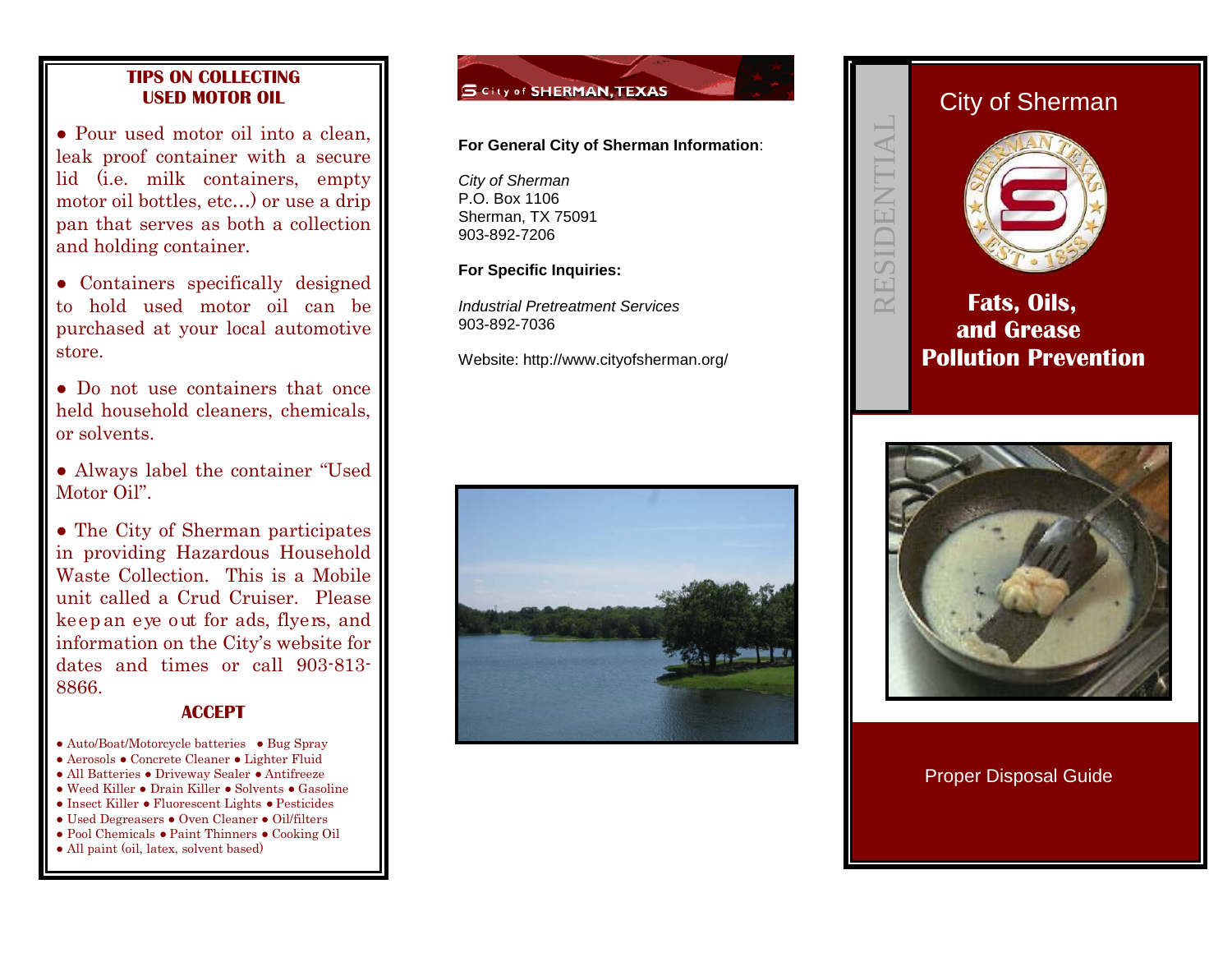## TIPS ON COLLECTING USED MOTOR OIL

- Pour used motor oil into a clean, leak proof container with a secure lid (i.e. milk containers, empty motor oil bottles, etc…) or use a drip pan that serves as both a collection and holding container.
- Containers specifically designed to hold used motor oil can be purchased at your local automotive store.
- Do not use containers that once held household cleaners, chemicals, or solvents.
- Always label the container "Used Motor Oil".
- The City of Sherman participates in providing Hazardous Household Waste Collection. This is a Mobile unit called a Crud Cruiser. Please keep an eye out for ads, flyers, and information on the City's website for dates and times or call 903-813-8866.

### ACCEPT

- Auto/Boat/Motorcycle batteries • Bug Spray
- Aerosols • Concrete Cleaner • Lighter Fluid
- All Batteries • Driveway Sealer • Antifreeze
- Weed Killer • Drain Killer • Solvents • Gasoline
- Insect Killer • Fluorescent Lights • Pesticides
- Used Degreasers • Oven Cleaner • Oil/filters
- Pool Chemicals • Paint Thinners • Cooking Oil
- All paint (oil, latex, solvent based)

City of SHERMAN, TEXAS

**For General City of Sherman Information**:

*City of Sherman*
P.O. Box 1106
Sherman, TX 75091
903-892-7206

**For Specific Inquiries:**

*Industrial Pretreatment Services*
903-892-7036

Website: http://www.cityofsherman.org/

RESIDENTIAL

# City of Sherman

SHERMAN TEXAS EST. 1858

## Fats, Oils, and Grease Pollution Prevention

Proper Disposal Guide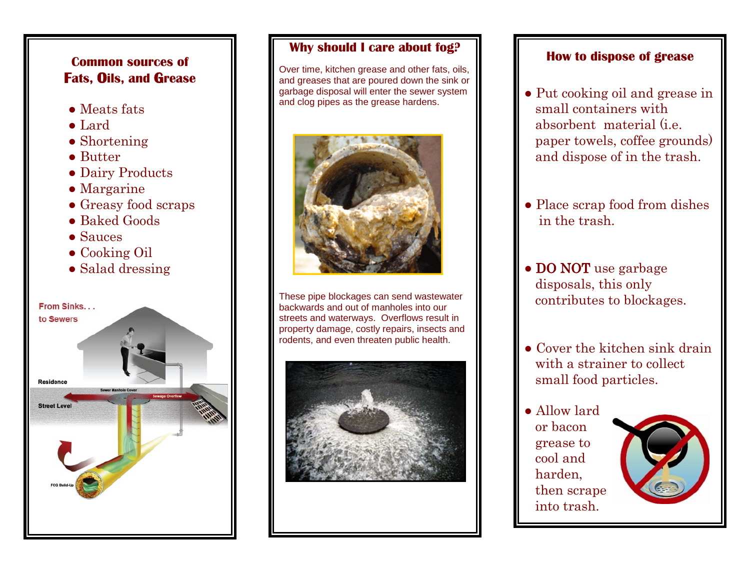## Common sources of Fats, Oils, and Grease

- Meats fats
- Lard
- Shortening
- Butter
- Dairy Products
- Margarine
- Greasy food scraps
- Baked Goods
- Sauces
- Cooking Oil
- Salad dressing

From Sinks. . .
to Sewers

Residence

Sewer Manhole Cover

Sewage Overflow

Street Level

FOG Build-Up

## Why should I care about fog?

Over time, kitchen grease and other fats, oils, and greases that are poured down the sink or garbage disposal will enter the sewer system and clog pipes as the grease hardens.

These pipe blockages can send wastewater backwards and out of manholes into our streets and waterways. Overflows result in property damage, costly repairs, insects and rodents, and even threaten public health.

## How to dispose of grease

- Put cooking oil and grease in small containers with absorbent material (i.e. paper towels, coffee grounds) and dispose of in the trash.
- Place scrap food from dishes in the trash.
- **DO NOT** use garbage disposals, this only contributes to blockages.
- Cover the kitchen sink drain with a strainer to collect small food particles.
- Allow lard or bacon grease to cool and harden, then scrape into trash.